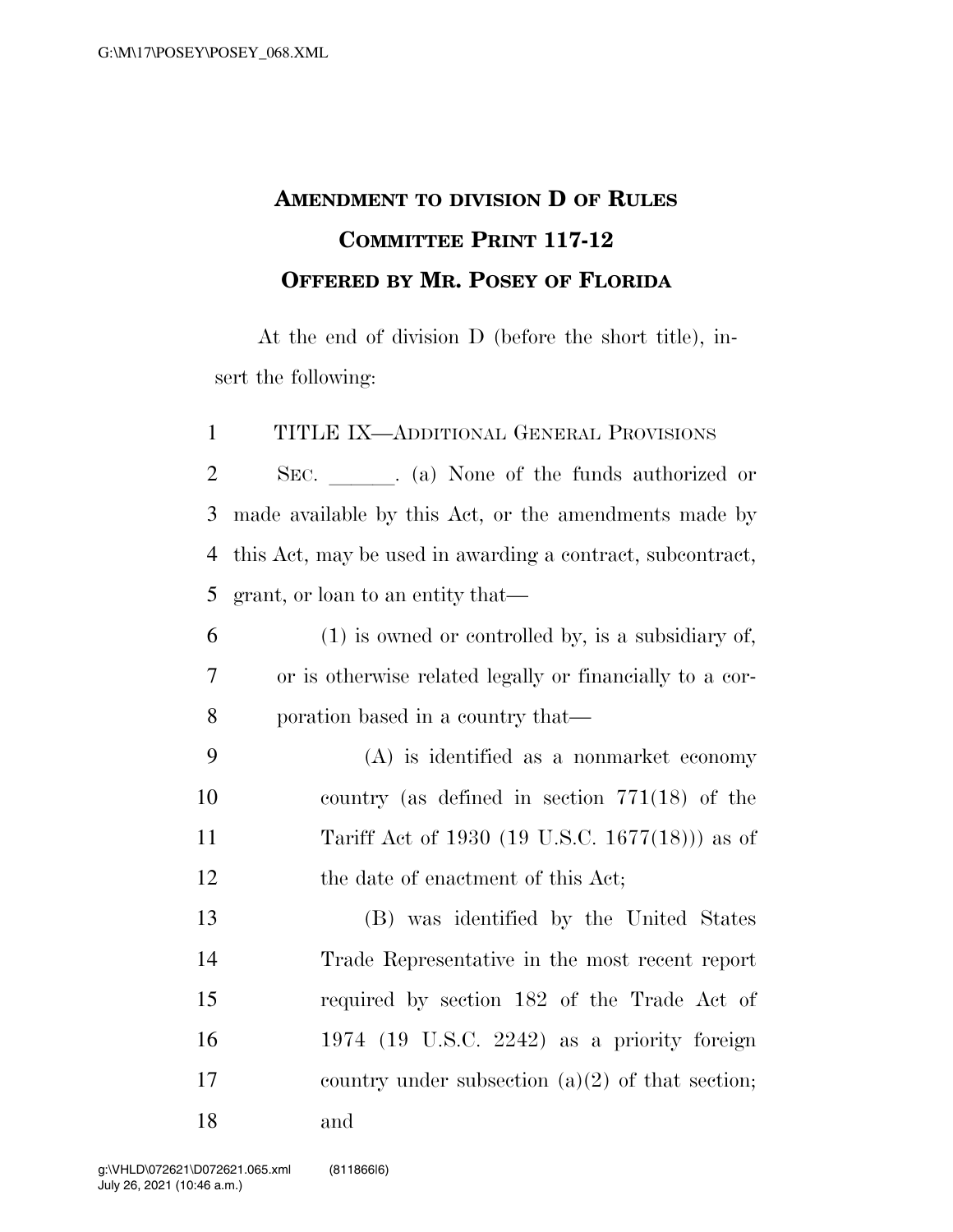# Amendment to division D of Rules Committee Print 117-12

## Offered by Mr. Posey of Florida

At the end of division D (before the short title), insert the following:

TITLE IX—ADDITIONAL GENERAL PROVISIONS

SEC. ______. (a) None of the funds authorized or made available by this Act, or the amendments made by this Act, may be used in awarding a contract, subcontract, grant, or loan to an entity that—

(1) is owned or controlled by, is a subsidiary of, or is otherwise related legally or financially to a corporation based in a country that—

(A) is identified as a nonmarket economy country (as defined in section 771(18) of the Tariff Act of 1930 (19 U.S.C. 1677(18))) as of the date of enactment of this Act;

(B) was identified by the United States Trade Representative in the most recent report required by section 182 of the Trade Act of 1974 (19 U.S.C. 2242) as a priority foreign country under subsection (a)(2) of that section; and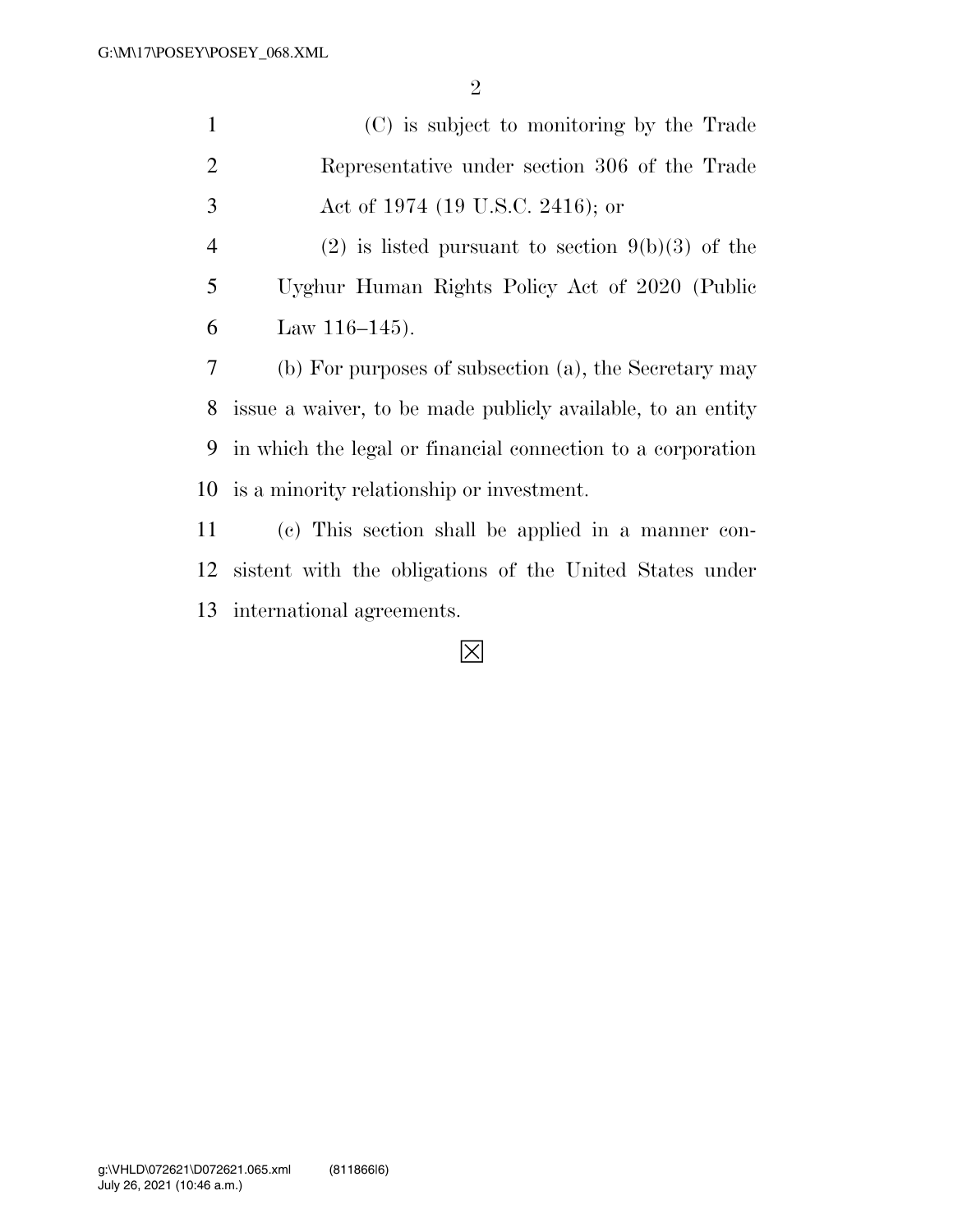(C) is subject to monitoring by the Trade Representative under section 306 of the Trade Act of 1974 (19 U.S.C. 2416); or

(2) is listed pursuant to section 9(b)(3) of the Uyghur Human Rights Policy Act of 2020 (Public Law 116–145).

(b) For purposes of subsection (a), the Secretary may issue a waiver, to be made publicly available, to an entity in which the legal or financial connection to a corporation is a minority relationship or investment.

(c) This section shall be applied in a manner consistent with the obligations of the United States under international agreements.